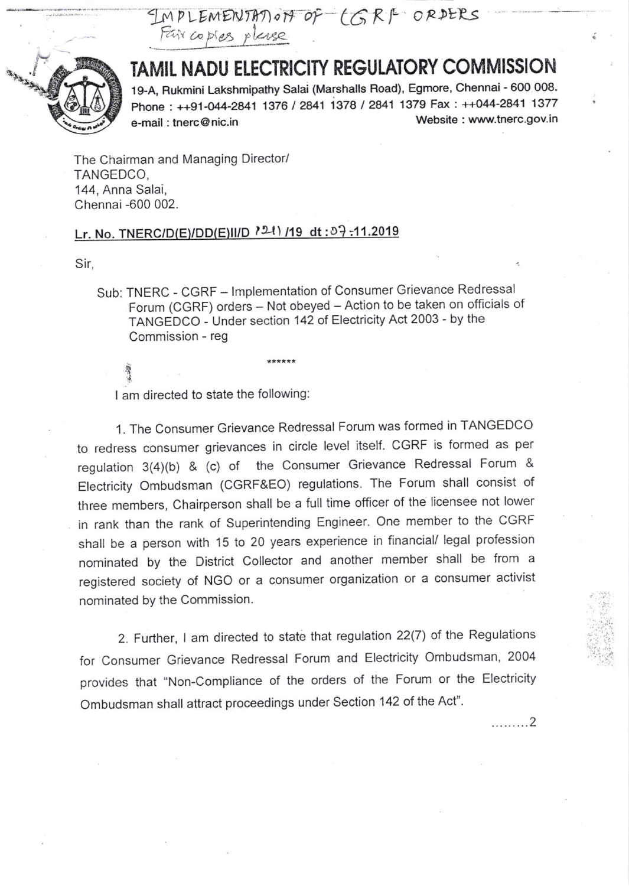IMPLEMENTATION OF CGRF ORDERS
Fair copies please

# TAMIL NADU ELECTRICITY REGULATORY COMMISSION

19-A, Rukmini Lakshmipathy Salai (Marshalls Road), Egmore, Chennai - 600 008.
Phone : ++91-044-2841 1376 / 2841 1378 / 2841 1379 Fax : ++044-2841 1377
e-mail : tnerc@nic.in Website : www.tnerc.gov.in

The Chairman and Managing Director/
TANGEDCO,
144, Anna Salai,
Chennai -600 002.

**Lr. No. TNERC/D(E)/DD(E)II/D 121 /19 dt : 07 -11.2019**

Sir,

Sub: TNERC - CGRF – Implementation of Consumer Grievance Redressal Forum (CGRF) orders – Not obeyed – Action to be taken on officials of TANGEDCO - Under section 142 of Electricity Act 2003 - by the Commission - reg

\*\*\*\*\*\*

I am directed to state the following:

1. The Consumer Grievance Redressal Forum was formed in TANGEDCO to redress consumer grievances in circle level itself. CGRF is formed as per regulation 3(4)(b) & (c) of the Consumer Grievance Redressal Forum & Electricity Ombudsman (CGRF&EO) regulations. The Forum shall consist of three members, Chairperson shall be a full time officer of the licensee not lower in rank than the rank of Superintending Engineer. One member to the CGRF shall be a person with 15 to 20 years experience in financial/ legal profession nominated by the District Collector and another member shall be from a registered society of NGO or a consumer organization or a consumer activist nominated by the Commission.

2. Further, I am directed to state that regulation 22(7) of the Regulations for Consumer Grievance Redressal Forum and Electricity Ombudsman, 2004 provides that "Non-Compliance of the orders of the Forum or the Electricity Ombudsman shall attract proceedings under Section 142 of the Act".

.........2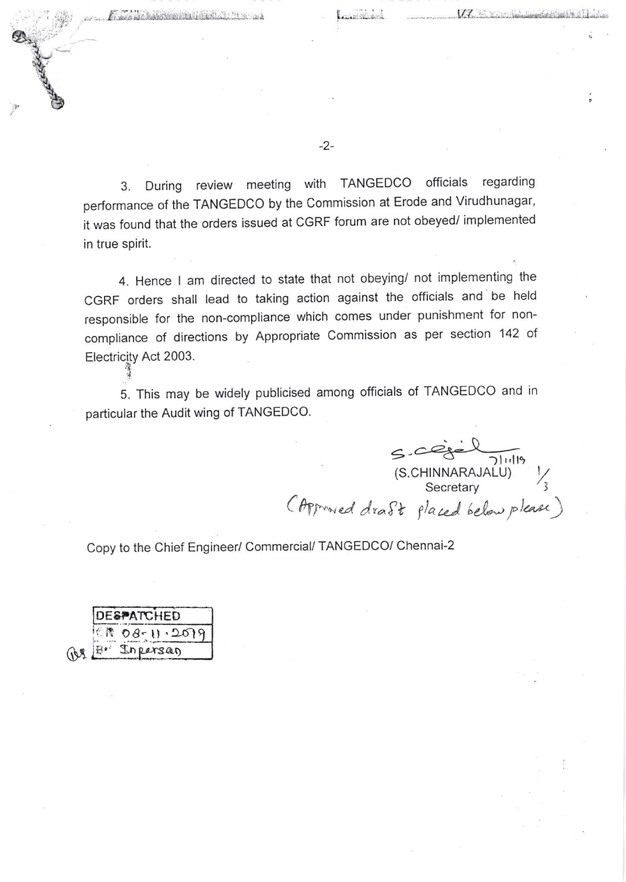3. During review meeting with TANGEDCO officials regarding performance of the TANGEDCO by the Commission at Erode and Virudhunagar, it was found that the orders issued at CGRF forum are not obeyed/ implemented in true spirit.

4. Hence I am directed to state that not obeying/ not implementing the CGRF orders shall lead to taking action against the officials and be held responsible for the non-compliance which comes under punishment for non-compliance of directions by Appropriate Commission as per section 142 of Electricity Act 2003.

5. This may be widely publicised among officials of TANGEDCO and in particular the Audit wing of TANGEDCO.

S. C... 7/11/19

(S.CHINNARAJALU)
Secretary

(Approved draft placed below please)

Copy to the Chief Engineer/ Commercial/ TANGEDCO/ Chennai-2

DESPATCHED
08-11-2019
By In person